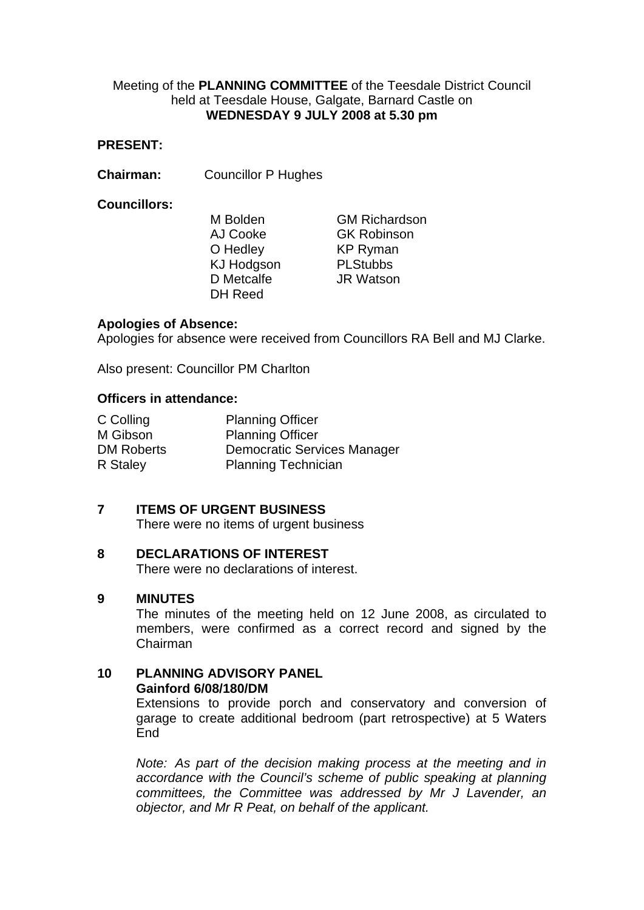Meeting of the **PLANNING COMMITTEE** of the Teesdale District Council held at Teesdale House, Galgate, Barnard Castle on **WEDNESDAY 9 JULY 2008 at 5.30 pm**

**PRESENT:**

**Chairman:** Councillor P Hughes

**Councillors:**

| | |
|---|---|
| M Bolden | GM Richardson |
| AJ Cooke | GK Robinson |
| O Hedley | KP Ryman |
| KJ Hodgson | PLStubbs |
| D Metcalfe | JR Watson |
| DH Reed | |

**Apologies of Absence:**
Apologies for absence were received from Councillors RA Bell and MJ Clarke.

Also present: Councillor PM Charlton

**Officers in attendance:**

| | |
|---|---|
| C Colling | Planning Officer |
| M Gibson | Planning Officer |
| DM Roberts | Democratic Services Manager |
| R Staley | Planning Technician |

**7 ITEMS OF URGENT BUSINESS**

There were no items of urgent business

**8 DECLARATIONS OF INTEREST**

There were no declarations of interest.

**9 MINUTES**

The minutes of the meeting held on 12 June 2008, as circulated to members, were confirmed as a correct record and signed by the Chairman

**10 PLANNING ADVISORY PANEL**

**Gainford 6/08/180/DM**

Extensions to provide porch and conservatory and conversion of garage to create additional bedroom (part retrospective) at 5 Waters End

*Note: As part of the decision making process at the meeting and in accordance with the Council's scheme of public speaking at planning committees, the Committee was addressed by Mr J Lavender, an objector, and Mr R Peat, on behalf of the applicant.*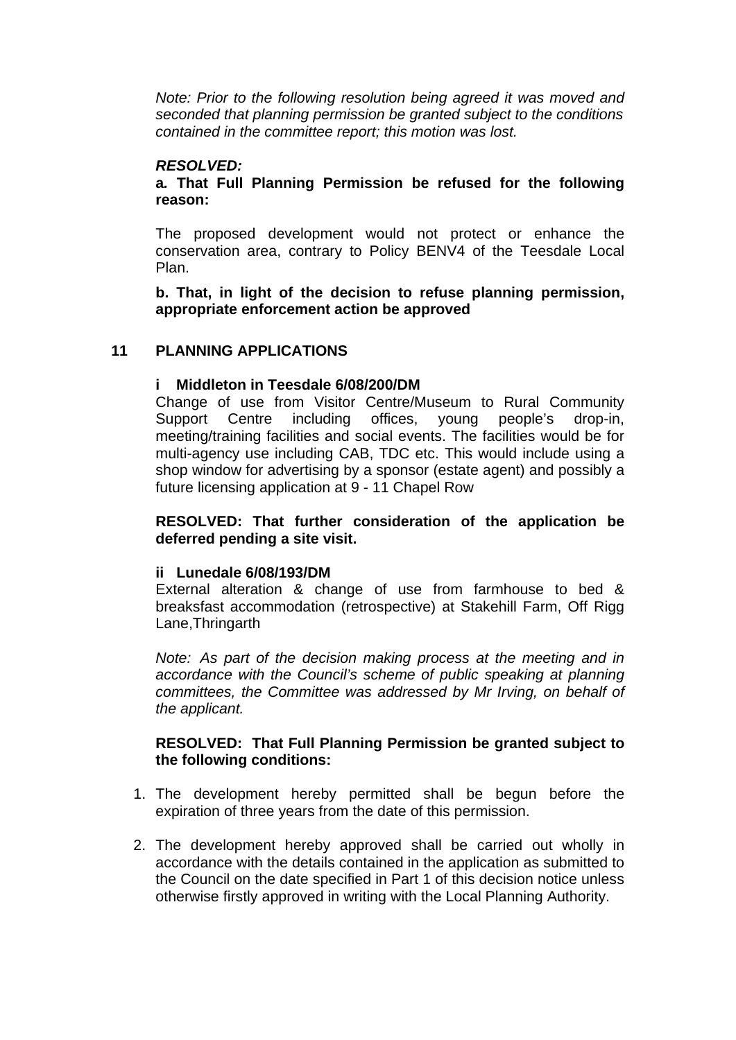*Note: Prior to the following resolution being agreed it was moved and seconded that planning permission be granted subject to the conditions contained in the committee report; this motion was lost.*

***RESOLVED:***

**a. That Full Planning Permission be refused for the following reason:**

The proposed development would not protect or enhance the conservation area, contrary to Policy BENV4 of the Teesdale Local Plan.

**b. That, in light of the decision to refuse planning permission, appropriate enforcement action be approved**

## 11 PLANNING APPLICATIONS

### i Middleton in Teesdale 6/08/200/DM

Change of use from Visitor Centre/Museum to Rural Community Support Centre including offices, young people's drop-in, meeting/training facilities and social events. The facilities would be for multi-agency use including CAB, TDC etc. This would include using a shop window for advertising by a sponsor (estate agent) and possibly a future licensing application at 9 - 11 Chapel Row

**RESOLVED: That further consideration of the application be deferred pending a site visit.**

### ii Lunedale 6/08/193/DM

External alteration & change of use from farmhouse to bed & breaksfast accommodation (retrospective) at Stakehill Farm, Off Rigg Lane,Thringarth

*Note: As part of the decision making process at the meeting and in accordance with the Council's scheme of public speaking at planning committees, the Committee was addressed by Mr Irving, on behalf of the applicant.*

**RESOLVED: That Full Planning Permission be granted subject to the following conditions:**

1. The development hereby permitted shall be begun before the expiration of three years from the date of this permission.

2. The development hereby approved shall be carried out wholly in accordance with the details contained in the application as submitted to the Council on the date specified in Part 1 of this decision notice unless otherwise firstly approved in writing with the Local Planning Authority.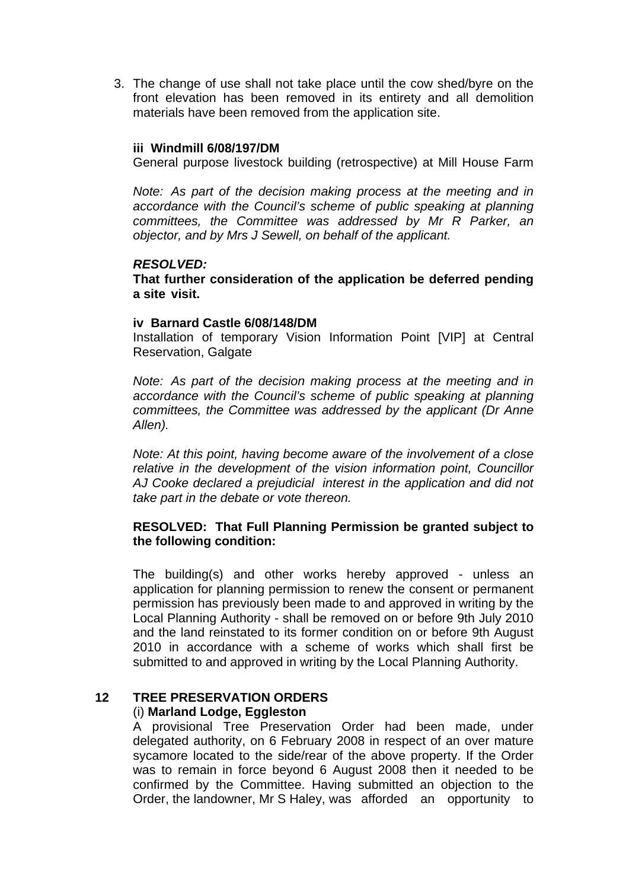3. The change of use shall not take place until the cow shed/byre on the front elevation has been removed in its entirety and all demolition materials have been removed from the application site.

**iii Windmill 6/08/197/DM**

General purpose livestock building (retrospective) at Mill House Farm

*Note: As part of the decision making process at the meeting and in accordance with the Council's scheme of public speaking at planning committees, the Committee was addressed by Mr R Parker, an objector, and by Mrs J Sewell, on behalf of the applicant.*

***RESOLVED:***

**That further consideration of the application be deferred pending a site visit.**

**iv Barnard Castle 6/08/148/DM**

Installation of temporary Vision Information Point [VIP] at Central Reservation, Galgate

*Note: As part of the decision making process at the meeting and in accordance with the Council's scheme of public speaking at planning committees, the Committee was addressed by the applicant (Dr Anne Allen).*

*Note: At this point, having become aware of the involvement of a close relative in the development of the vision information point, Councillor AJ Cooke declared a prejudicial interest in the application and did not take part in the debate or vote thereon.*

**RESOLVED: That Full Planning Permission be granted subject to the following condition:**

The building(s) and other works hereby approved - unless an application for planning permission to renew the consent or permanent permission has previously been made to and approved in writing by the Local Planning Authority - shall be removed on or before 9th July 2010 and the land reinstated to its former condition on or before 9th August 2010 in accordance with a scheme of works which shall first be submitted to and approved in writing by the Local Planning Authority.

## 12 TREE PRESERVATION ORDERS

(i) **Marland Lodge, Eggleston**

A provisional Tree Preservation Order had been made, under delegated authority, on 6 February 2008 in respect of an over mature sycamore located to the side/rear of the above property. If the Order was to remain in force beyond 6 August 2008 then it needed to be confirmed by the Committee. Having submitted an objection to the Order, the landowner, Mr S Haley, was afforded an opportunity to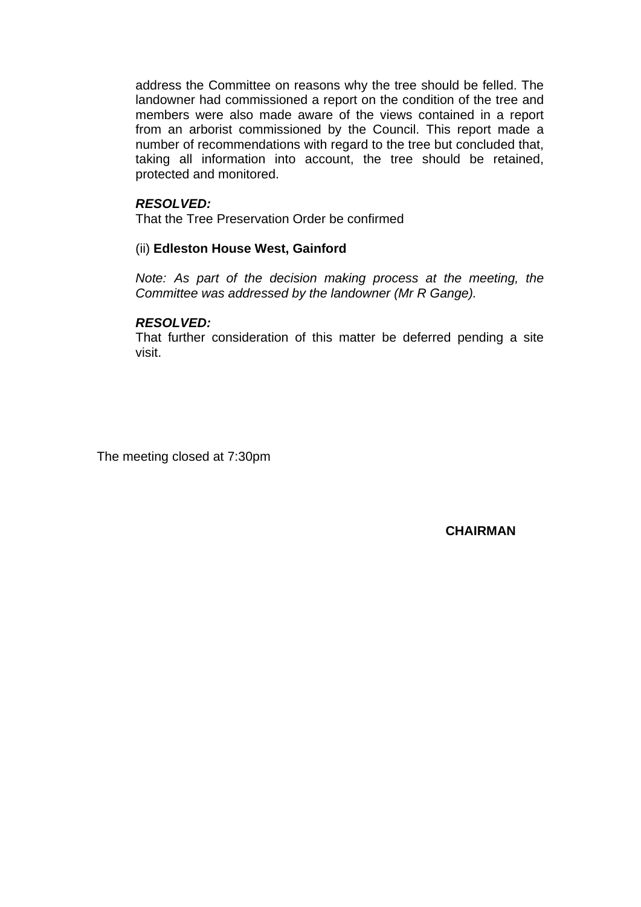address the Committee on reasons why the tree should be felled. The landowner had commissioned a report on the condition of the tree and members were also made aware of the views contained in a report from an arborist commissioned by the Council. This report made a number of recommendations with regard to the tree but concluded that, taking all information into account, the tree should be retained, protected and monitored.

***RESOLVED:***
That the Tree Preservation Order be confirmed

(ii) **Edleston House West, Gainford**

*Note: As part of the decision making process at the meeting, the Committee was addressed by the landowner (Mr R Gange).*

***RESOLVED:***
That further consideration of this matter be deferred pending a site visit.

The meeting closed at 7:30pm

**CHAIRMAN**